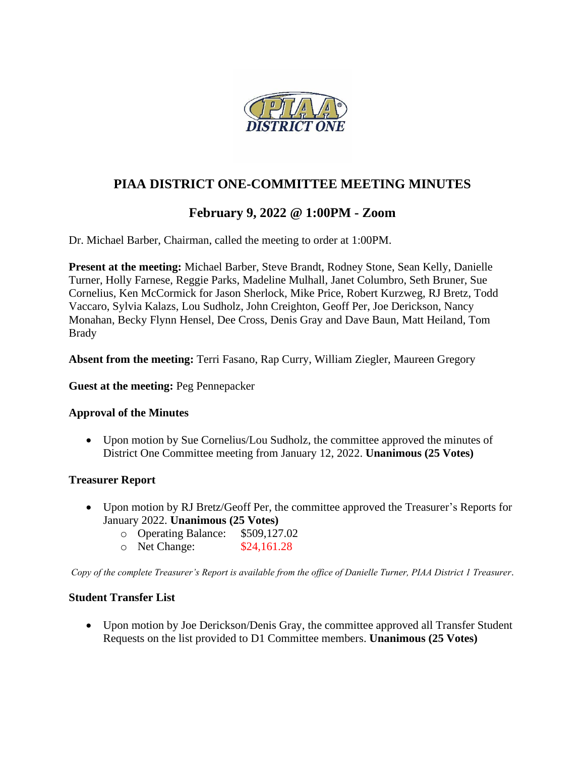# PIAA DISTRICT ONE-COMMITTEE MEETING MINUTES

## February 9, 2022 @ 1:00PM - Zoom

Dr. Michael Barber, Chairman, called the meeting to order at 1:00PM.

**Present at the meeting:** Michael Barber, Steve Brandt, Rodney Stone, Sean Kelly, Danielle Turner, Holly Farnese, Reggie Parks, Madeline Mulhall, Janet Columbro, Seth Bruner, Sue Cornelius, Ken McCormick for Jason Sherlock, Mike Price, Robert Kurzweg, RJ Bretz, Todd Vaccaro, Sylvia Kalazs, Lou Sudholz, John Creighton, Geoff Per, Joe Derickson, Nancy Monahan, Becky Flynn Hensel, Dee Cross, Denis Gray and Dave Baun, Matt Heiland, Tom Brady

**Absent from the meeting:** Terri Fasano, Rap Curry, William Ziegler, Maureen Gregory

**Guest at the meeting:** Peg Pennepacker

### Approval of the Minutes

- Upon motion by Sue Cornelius/Lou Sudholz, the committee approved the minutes of District One Committee meeting from January 12, 2022. **Unanimous (25 Votes)**

### Treasurer Report

- Upon motion by RJ Bretz/Geoff Per, the committee approved the Treasurer's Reports for January 2022. **Unanimous (25 Votes)**
  - Operating Balance: $509,127.02
  - Net Change: $24,161.28

*Copy of the complete Treasurer's Report is available from the office of Danielle Turner, PIAA District 1 Treasurer.*

### Student Transfer List

- Upon motion by Joe Derickson/Denis Gray, the committee approved all Transfer Student Requests on the list provided to D1 Committee members. **Unanimous (25 Votes)**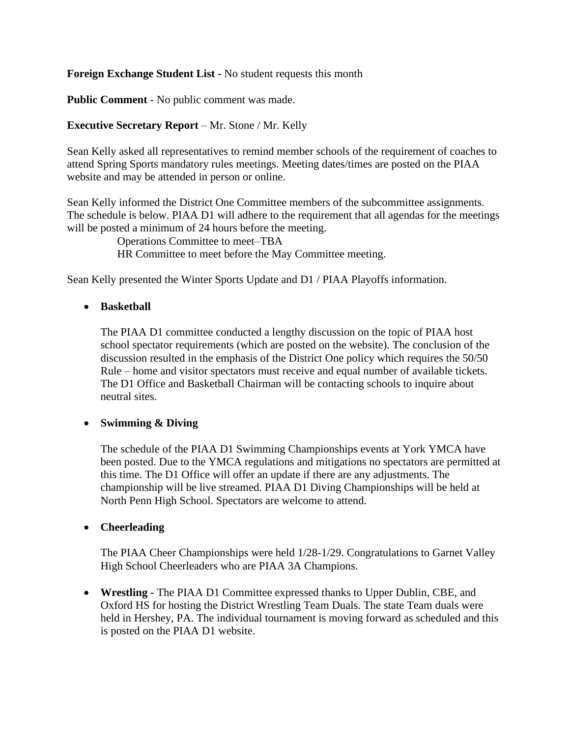**Foreign Exchange Student List -** No student requests this month

**Public Comment** - No public comment was made.

**Executive Secretary Report** – Mr. Stone / Mr. Kelly

Sean Kelly asked all representatives to remind member schools of the requirement of coaches to attend Spring Sports mandatory rules meetings. Meeting dates/times are posted on the PIAA website and may be attended in person or online.

Sean Kelly informed the District One Committee members of the subcommittee assignments. The schedule is below. PIAA D1 will adhere to the requirement that all agendas for the meetings will be posted a minimum of 24 hours before the meeting.

Operations Committee to meet–TBA
HR Committee to meet before the May Committee meeting.

Sean Kelly presented the Winter Sports Update and D1 / PIAA Playoffs information.

- **Basketball**

  The PIAA D1 committee conducted a lengthy discussion on the topic of PIAA host school spectator requirements (which are posted on the website). The conclusion of the discussion resulted in the emphasis of the District One policy which requires the 50/50 Rule – home and visitor spectators must receive and equal number of available tickets. The D1 Office and Basketball Chairman will be contacting schools to inquire about neutral sites.

- **Swimming & Diving**

  The schedule of the PIAA D1 Swimming Championships events at York YMCA have been posted. Due to the YMCA regulations and mitigations no spectators are permitted at this time. The D1 Office will offer an update if there are any adjustments. The championship will be live streamed. PIAA D1 Diving Championships will be held at North Penn High School. Spectators are welcome to attend.

- **Cheerleading**

  The PIAA Cheer Championships were held 1/28-1/29. Congratulations to Garnet Valley High School Cheerleaders who are PIAA 3A Champions.

- **Wrestling -** The PIAA D1 Committee expressed thanks to Upper Dublin, CBE, and Oxford HS for hosting the District Wrestling Team Duals. The state Team duals were held in Hershey, PA. The individual tournament is moving forward as scheduled and this is posted on the PIAA D1 website.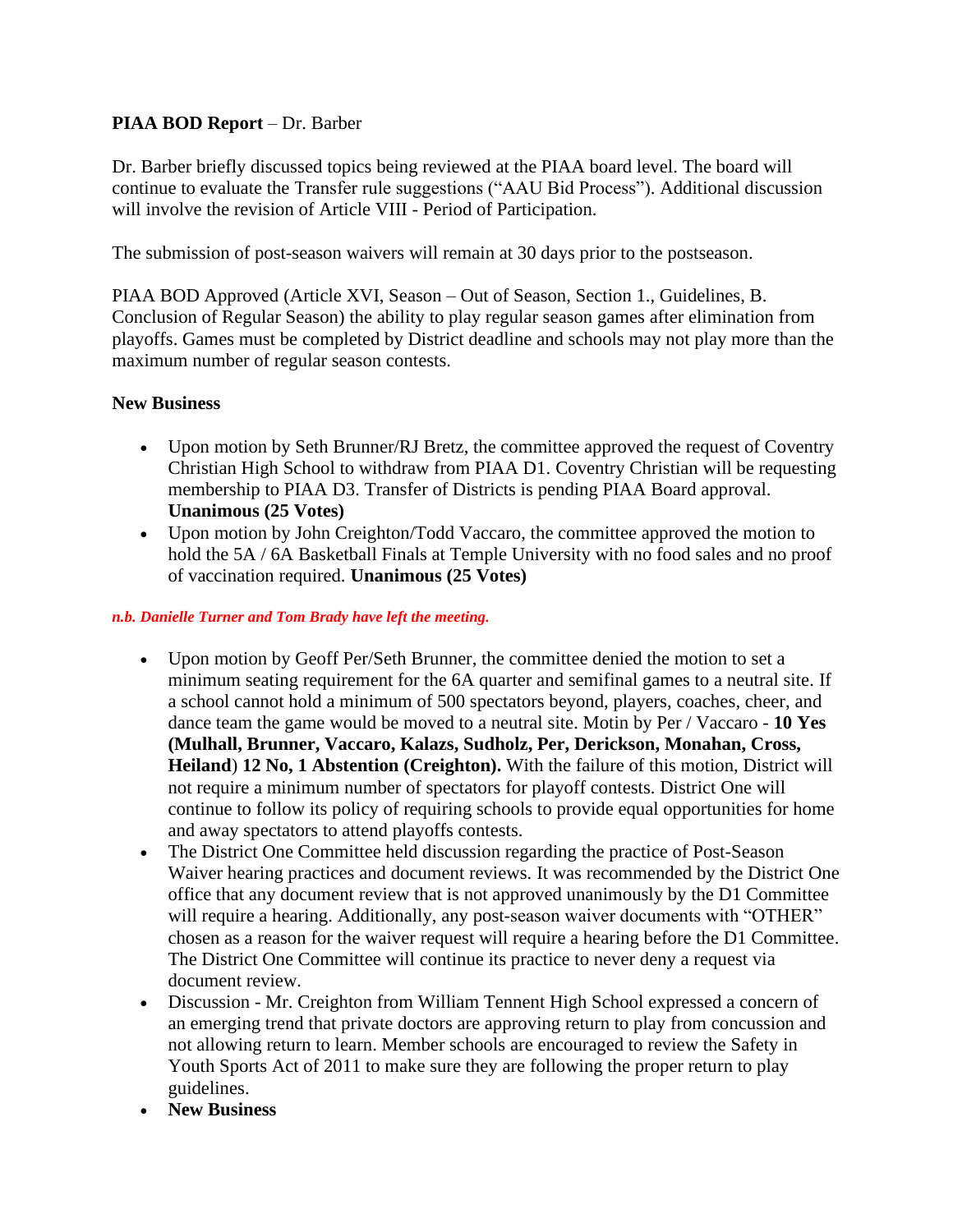**PIAA BOD Report** – Dr. Barber

Dr. Barber briefly discussed topics being reviewed at the PIAA board level. The board will continue to evaluate the Transfer rule suggestions ("AAU Bid Process"). Additional discussion will involve the revision of Article VIII - Period of Participation.

The submission of post-season waivers will remain at 30 days prior to the postseason.

PIAA BOD Approved (Article XVI, Season – Out of Season, Section 1., Guidelines, B. Conclusion of Regular Season) the ability to play regular season games after elimination from playoffs. Games must be completed by District deadline and schools may not play more than the maximum number of regular season contests.

**New Business**

- Upon motion by Seth Brunner/RJ Bretz, the committee approved the request of Coventry Christian High School to withdraw from PIAA D1. Coventry Christian will be requesting membership to PIAA D3. Transfer of Districts is pending PIAA Board approval. **Unanimous (25 Votes)**
- Upon motion by John Creighton/Todd Vaccaro, the committee approved the motion to hold the 5A / 6A Basketball Finals at Temple University with no food sales and no proof of vaccination required. **Unanimous (25 Votes)**

***n.b. Danielle Turner and Tom Brady have left the meeting.***

- Upon motion by Geoff Per/Seth Brunner, the committee denied the motion to set a minimum seating requirement for the 6A quarter and semifinal games to a neutral site. If a school cannot hold a minimum of 500 spectators beyond, players, coaches, cheer, and dance team the game would be moved to a neutral site. Motin by Per / Vaccaro - **10 Yes (Mulhall, Brunner, Vaccaro, Kalazs, Sudholz, Per, Derickson, Monahan, Cross, Heiland**) **12 No, 1 Abstention (Creighton).** With the failure of this motion, District will not require a minimum number of spectators for playoff contests. District One will continue to follow its policy of requiring schools to provide equal opportunities for home and away spectators to attend playoffs contests.
- The District One Committee held discussion regarding the practice of Post-Season Waiver hearing practices and document reviews. It was recommended by the District One office that any document review that is not approved unanimously by the D1 Committee will require a hearing. Additionally, any post-season waiver documents with "OTHER" chosen as a reason for the waiver request will require a hearing before the D1 Committee. The District One Committee will continue its practice to never deny a request via document review.
- Discussion - Mr. Creighton from William Tennent High School expressed a concern of an emerging trend that private doctors are approving return to play from concussion and not allowing return to learn. Member schools are encouraged to review the Safety in Youth Sports Act of 2011 to make sure they are following the proper return to play guidelines.
- **New Business**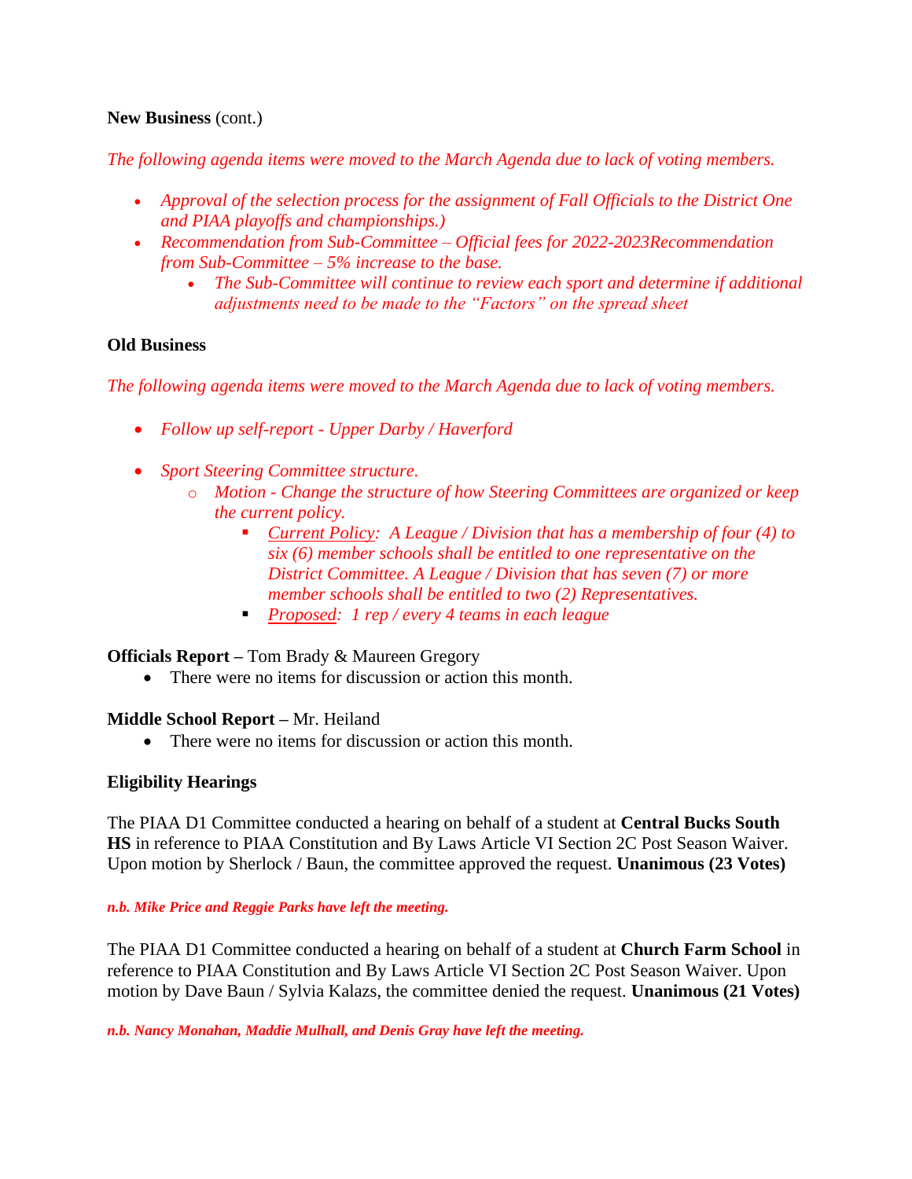**New Business** (cont.)

*The following agenda items were moved to the March Agenda due to lack of voting members.*

- *Approval of the selection process for the assignment of Fall Officials to the District One and PIAA playoffs and championships.)*
- *Recommendation from Sub-Committee – Official fees for 2022-2023Recommendation from Sub-Committee – 5% increase to the base.*
  - *The Sub-Committee will continue to review each sport and determine if additional adjustments need to be made to the "Factors" on the spread sheet*

**Old Business**

*The following agenda items were moved to the March Agenda due to lack of voting members.*

- *Follow up self-report - Upper Darby / Haverford*
- *Sport Steering Committee structure.*
  - *Motion - Change the structure of how Steering Committees are organized or keep the current policy.*
    - *<u>Current Policy</u>: A League / Division that has a membership of four (4) to six (6) member schools shall be entitled to one representative on the District Committee. A League / Division that has seven (7) or more member schools shall be entitled to two (2) Representatives.*
    - *<u>Proposed</u>: 1 rep / every 4 teams in each league*

**Officials Report –** Tom Brady & Maureen Gregory

- There were no items for discussion or action this month.

**Middle School Report –** Mr. Heiland

- There were no items for discussion or action this month.

**Eligibility Hearings**

The PIAA D1 Committee conducted a hearing on behalf of a student at **Central Bucks South HS** in reference to PIAA Constitution and By Laws Article VI Section 2C Post Season Waiver. Upon motion by Sherlock / Baun, the committee approved the request. **Unanimous (23 Votes)**

***n.b. Mike Price and Reggie Parks have left the meeting.***

The PIAA D1 Committee conducted a hearing on behalf of a student at **Church Farm School** in reference to PIAA Constitution and By Laws Article VI Section 2C Post Season Waiver. Upon motion by Dave Baun / Sylvia Kalazs, the committee denied the request. **Unanimous (21 Votes)**

***n.b. Nancy Monahan, Maddie Mulhall, and Denis Gray have left the meeting.***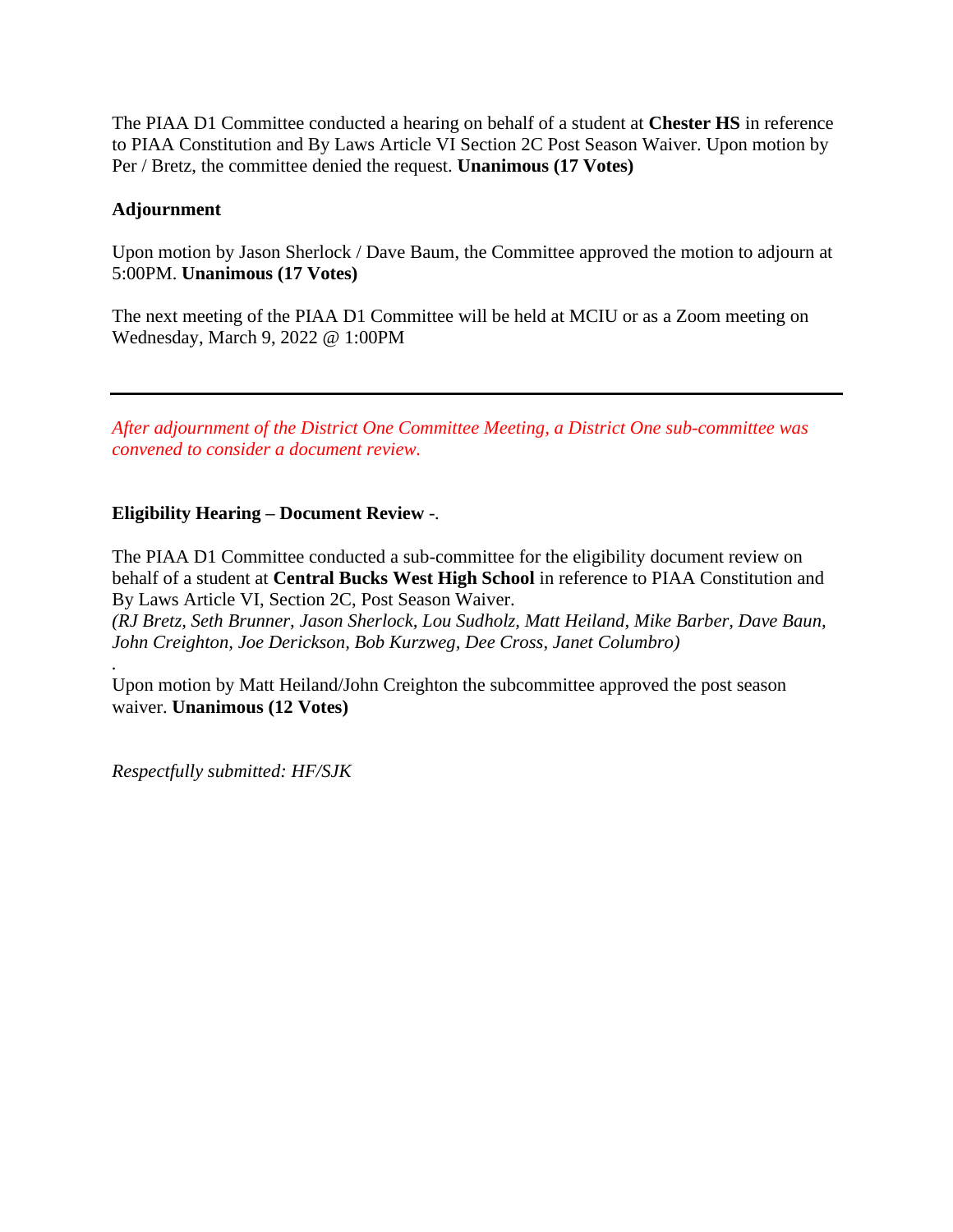The PIAA D1 Committee conducted a hearing on behalf of a student at **Chester HS** in reference to PIAA Constitution and By Laws Article VI Section 2C Post Season Waiver. Upon motion by Per / Bretz, the committee denied the request. **Unanimous (17 Votes)**

**Adjournment**

Upon motion by Jason Sherlock / Dave Baum, the Committee approved the motion to adjourn at 5:00PM. **Unanimous (17 Votes)**

The next meeting of the PIAA D1 Committee will be held at MCIU or as a Zoom meeting on Wednesday, March 9, 2022 @ 1:00PM

---

*After adjournment of the District One Committee Meeting, a District One sub-committee was convened to consider a document review.*

**Eligibility Hearing – Document Review** -.

The PIAA D1 Committee conducted a sub-committee for the eligibility document review on behalf of a student at **Central Bucks West High School** in reference to PIAA Constitution and By Laws Article VI, Section 2C, Post Season Waiver.
*(RJ Bretz, Seth Brunner, Jason Sherlock, Lou Sudholz, Matt Heiland, Mike Barber, Dave Baun, John Creighton, Joe Derickson, Bob Kurzweg, Dee Cross, Janet Columbro)*

.

Upon motion by Matt Heiland/John Creighton the subcommittee approved the post season waiver. **Unanimous (12 Votes)**

*Respectfully submitted: HF/SJK*